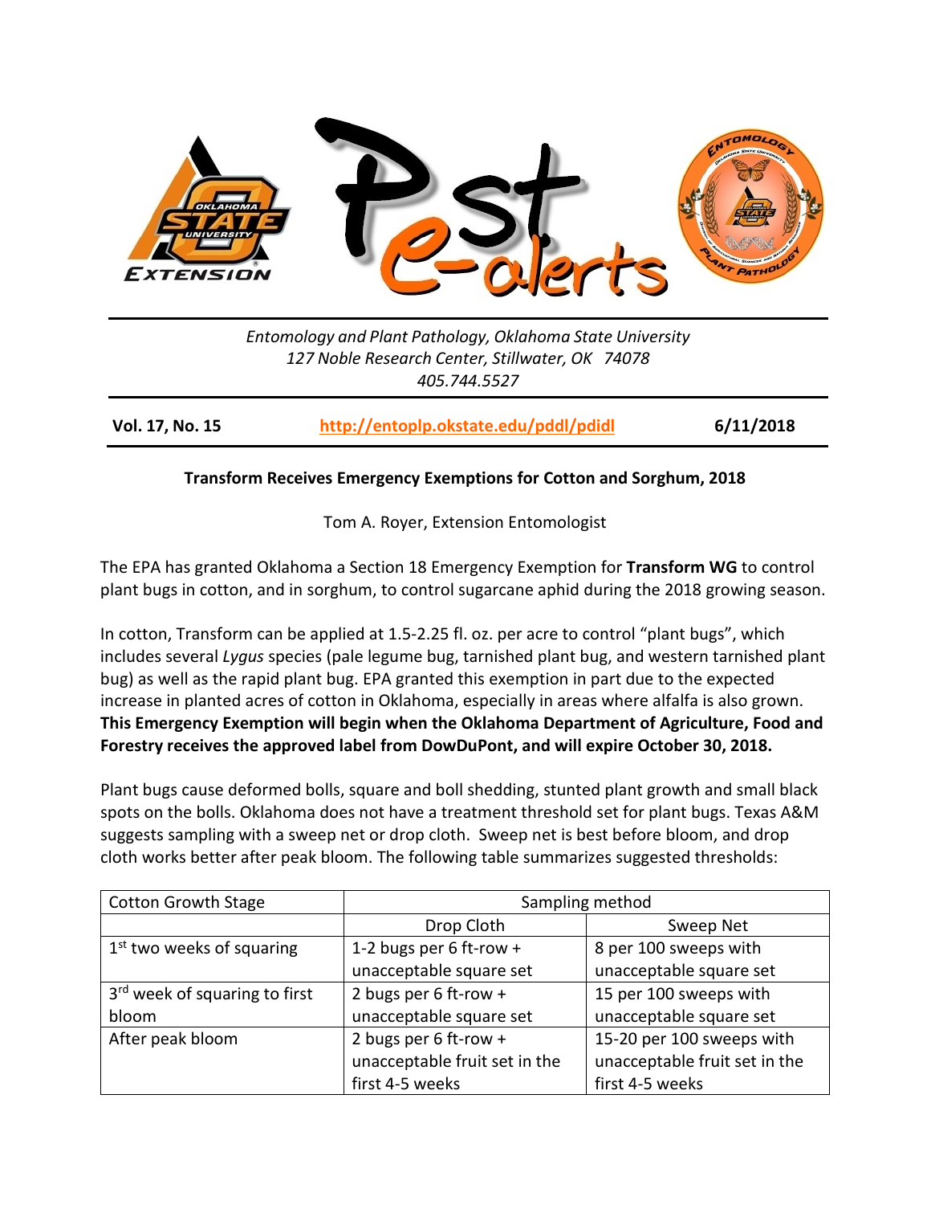# Pest e-alerts

*Entomology and Plant Pathology, Oklahoma State University*
*127 Noble Research Center, Stillwater, OK 74078*
*405.744.5527*

**Vol. 17, No. 15** | **http://entoplp.okstate.edu/pddl/pdidl** | **6/11/2018**

## Transform Receives Emergency Exemptions for Cotton and Sorghum, 2018

Tom A. Royer, Extension Entomologist

The EPA has granted Oklahoma a Section 18 Emergency Exemption for **Transform WG** to control plant bugs in cotton, and in sorghum, to control sugarcane aphid during the 2018 growing season.

In cotton, Transform can be applied at 1.5-2.25 fl. oz. per acre to control "plant bugs", which includes several *Lygus* species (pale legume bug, tarnished plant bug, and western tarnished plant bug) as well as the rapid plant bug. EPA granted this exemption in part due to the expected increase in planted acres of cotton in Oklahoma, especially in areas where alfalfa is also grown. **This Emergency Exemption will begin when the Oklahoma Department of Agriculture, Food and Forestry receives the approved label from DowDuPont, and will expire October 30, 2018.**

Plant bugs cause deformed bolls, square and boll shedding, stunted plant growth and small black spots on the bolls. Oklahoma does not have a treatment threshold set for plant bugs. Texas A&M suggests sampling with a sweep net or drop cloth. Sweep net is best before bloom, and drop cloth works better after peak bloom. The following table summarizes suggested thresholds:

| Cotton Growth Stage | Sampling method | |
|---|---|---|
| | Drop Cloth | Sweep Net |
| 1st two weeks of squaring | 1-2 bugs per 6 ft-row + unacceptable square set | 8 per 100 sweeps with unacceptable square set |
| 3rd week of squaring to first bloom | 2 bugs per 6 ft-row + unacceptable square set | 15 per 100 sweeps with unacceptable square set |
| After peak bloom | 2 bugs per 6 ft-row + unacceptable fruit set in the first 4-5 weeks | 15-20 per 100 sweeps with unacceptable fruit set in the first 4-5 weeks |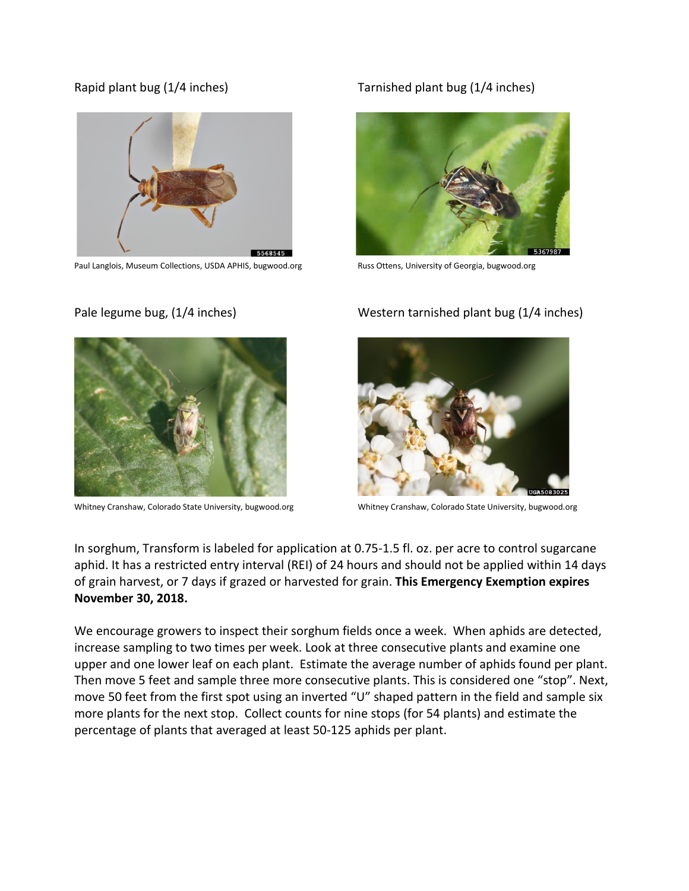Rapid plant bug (1/4 inches)

Paul Langlois, Museum Collections, USDA APHIS, bugwood.org

Tarnished plant bug (1/4 inches)

Russ Ottens, University of Georgia, bugwood.org

Pale legume bug, (1/4 inches)

Whitney Cranshaw, Colorado State University, bugwood.org

Western tarnished plant bug (1/4 inches)

Whitney Cranshaw, Colorado State University, bugwood.org

In sorghum, Transform is labeled for application at 0.75-1.5 fl. oz. per acre to control sugarcane aphid. It has a restricted entry interval (REI) of 24 hours and should not be applied within 14 days of grain harvest, or 7 days if grazed or harvested for grain. **This Emergency Exemption expires November 30, 2018.**

We encourage growers to inspect their sorghum fields once a week. When aphids are detected, increase sampling to two times per week. Look at three consecutive plants and examine one upper and one lower leaf on each plant. Estimate the average number of aphids found per plant. Then move 5 feet and sample three more consecutive plants. This is considered one "stop". Next, move 50 feet from the first spot using an inverted "U" shaped pattern in the field and sample six more plants for the next stop. Collect counts for nine stops (for 54 plants) and estimate the percentage of plants that averaged at least 50-125 aphids per plant.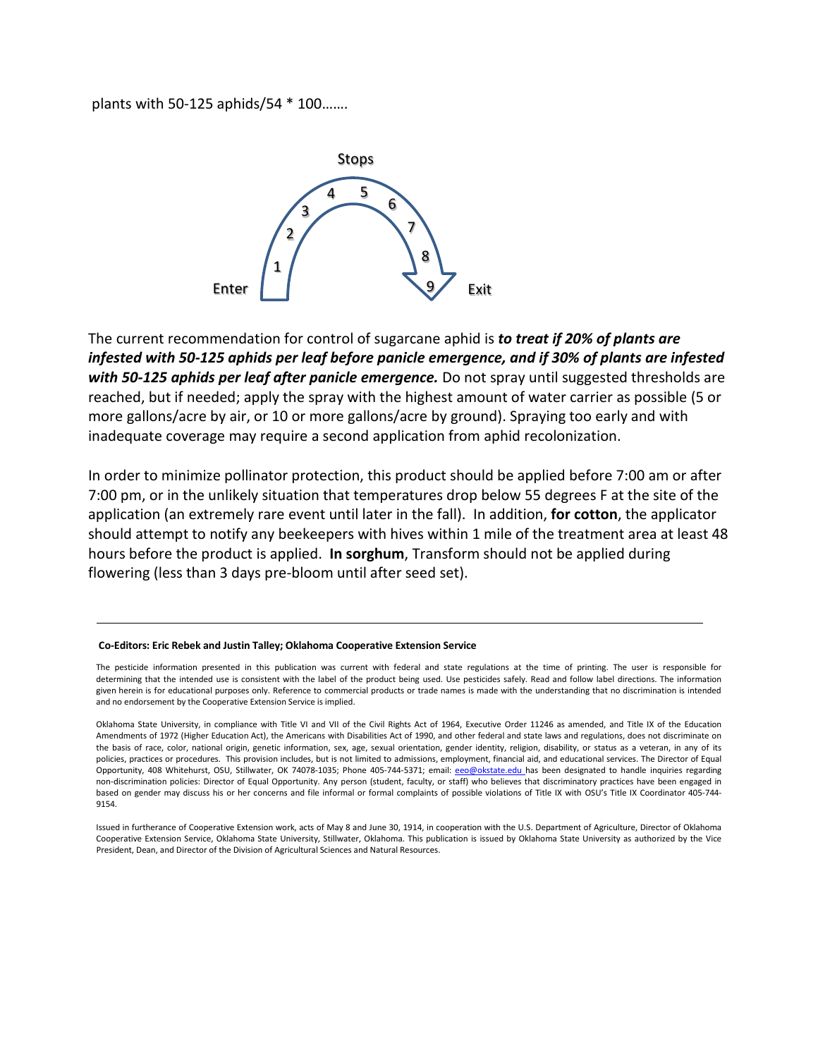plants with 50-125 aphids/54 * 100…….

Stops

1 2 3 4 5 6 7 8 9

Enter

Exit

The current recommendation for control of sugarcane aphid is ***to treat if 20% of plants are infested with 50-125 aphids per leaf before panicle emergence, and if 30% of plants are infested with 50-125 aphids per leaf after panicle emergence.*** Do not spray until suggested thresholds are reached, but if needed; apply the spray with the highest amount of water carrier as possible (5 or more gallons/acre by air, or 10 or more gallons/acre by ground). Spraying too early and with inadequate coverage may require a second application from aphid recolonization.

In order to minimize pollinator protection, this product should be applied before 7:00 am or after 7:00 pm, or in the unlikely situation that temperatures drop below 55 degrees F at the site of the application (an extremely rare event until later in the fall). In addition, **for cotton**, the applicator should attempt to notify any beekeepers with hives within 1 mile of the treatment area at least 48 hours before the product is applied. **In sorghum**, Transform should not be applied during flowering (less than 3 days pre-bloom until after seed set).

---

**Co-Editors: Eric Rebek and Justin Talley; Oklahoma Cooperative Extension Service**

The pesticide information presented in this publication was current with federal and state regulations at the time of printing. The user is responsible for determining that the intended use is consistent with the label of the product being used. Use pesticides safely. Read and follow label directions. The information given herein is for educational purposes only. Reference to commercial products or trade names is made with the understanding that no discrimination is intended and no endorsement by the Cooperative Extension Service is implied.

Oklahoma State University, in compliance with Title VI and VII of the Civil Rights Act of 1964, Executive Order 11246 as amended, and Title IX of the Education Amendments of 1972 (Higher Education Act), the Americans with Disabilities Act of 1990, and other federal and state laws and regulations, does not discriminate on the basis of race, color, national origin, genetic information, sex, age, sexual orientation, gender identity, religion, disability, or status as a veteran, in any of its policies, practices or procedures. This provision includes, but is not limited to admissions, employment, financial aid, and educational services. The Director of Equal Opportunity, 408 Whitehurst, OSU, Stillwater, OK 74078-1035; Phone 405-744-5371; email: eeo@okstate.edu has been designated to handle inquiries regarding non-discrimination policies: Director of Equal Opportunity. Any person (student, faculty, or staff) who believes that discriminatory practices have been engaged in based on gender may discuss his or her concerns and file informal or formal complaints of possible violations of Title IX with OSU's Title IX Coordinator 405-744-9154.

Issued in furtherance of Cooperative Extension work, acts of May 8 and June 30, 1914, in cooperation with the U.S. Department of Agriculture, Director of Oklahoma Cooperative Extension Service, Oklahoma State University, Stillwater, Oklahoma. This publication is issued by Oklahoma State University as authorized by the Vice President, Dean, and Director of the Division of Agricultural Sciences and Natural Resources.